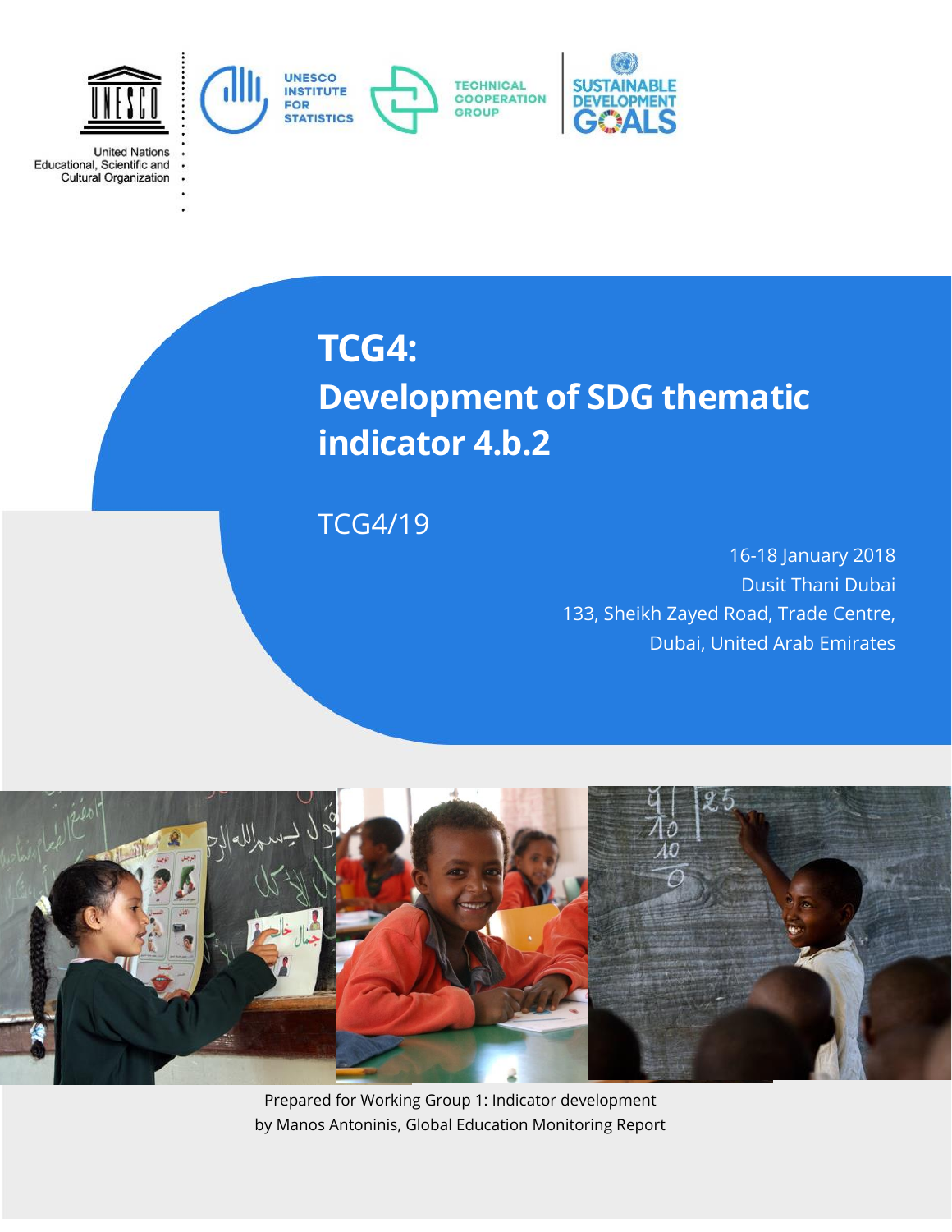United Nations
Educational, Scientific and
Cultural Organization

UNESCO INSTITUTE FOR STATISTICS

TECHNICAL COOPERATION GROUP

SUSTAINABLE DEVELOPMENT GOALS

# TCG4: Development of SDG thematic indicator 4.b.2

TCG4/19

16-18 January 2018
Dusit Thani Dubai
133, Sheikh Zayed Road, Trade Centre,
Dubai, United Arab Emirates

Prepared for Working Group 1: Indicator development
by Manos Antoninis, Global Education Monitoring Report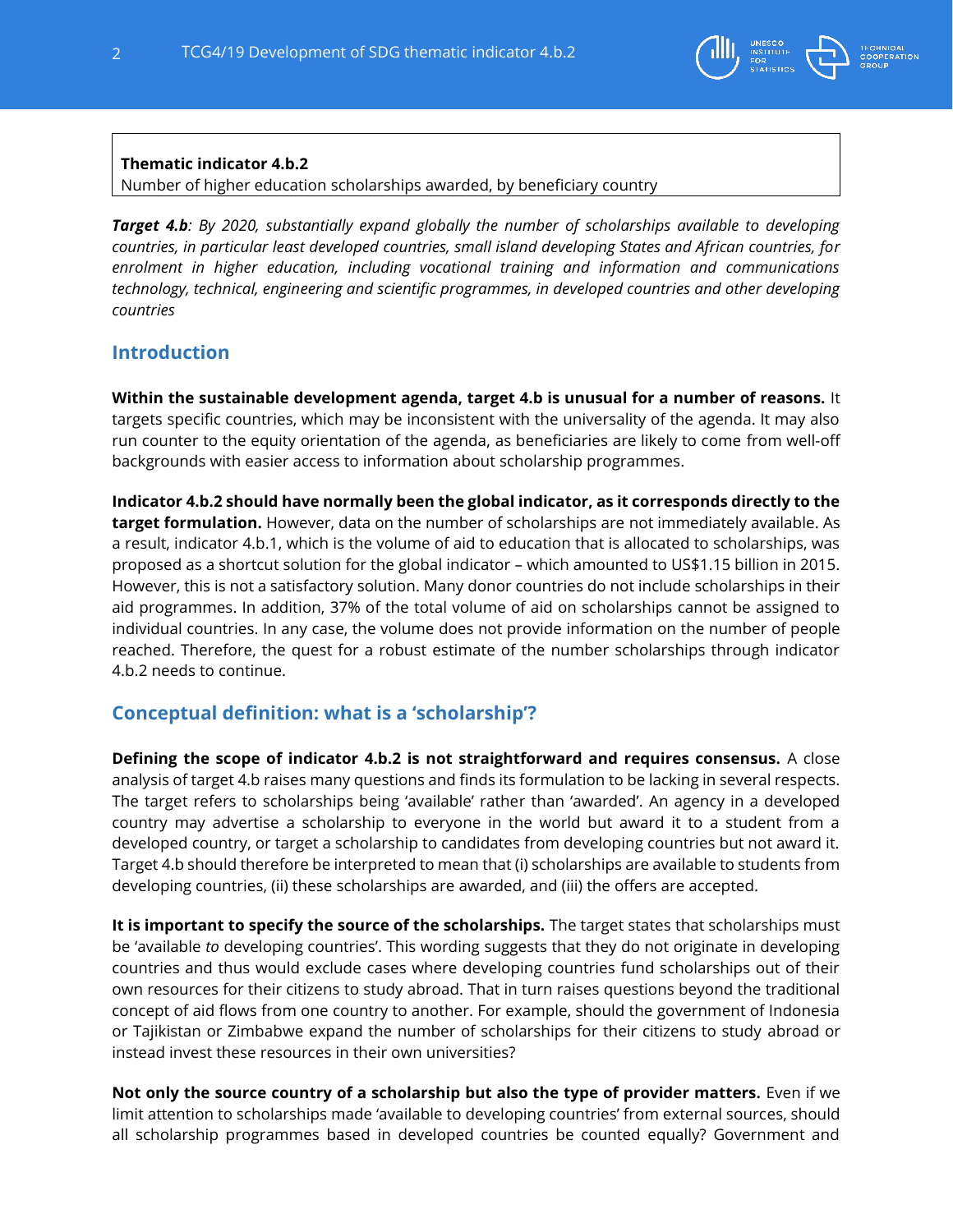**Thematic indicator 4.b.2**
Number of higher education scholarships awarded, by beneficiary country

***Target 4.b****: By 2020, substantially expand globally the number of scholarships available to developing countries, in particular least developed countries, small island developing States and African countries, for enrolment in higher education, including vocational training and information and communications technology, technical, engineering and scientific programmes, in developed countries and other developing countries*

## Introduction

**Within the sustainable development agenda, target 4.b is unusual for a number of reasons.** It targets specific countries, which may be inconsistent with the universality of the agenda. It may also run counter to the equity orientation of the agenda, as beneficiaries are likely to come from well-off backgrounds with easier access to information about scholarship programmes.

**Indicator 4.b.2 should have normally been the global indicator, as it corresponds directly to the target formulation.** However, data on the number of scholarships are not immediately available. As a result, indicator 4.b.1, which is the volume of aid to education that is allocated to scholarships, was proposed as a shortcut solution for the global indicator – which amounted to US$1.15 billion in 2015. However, this is not a satisfactory solution. Many donor countries do not include scholarships in their aid programmes. In addition, 37% of the total volume of aid on scholarships cannot be assigned to individual countries. In any case, the volume does not provide information on the number of people reached. Therefore, the quest for a robust estimate of the number scholarships through indicator 4.b.2 needs to continue.

## Conceptual definition: what is a 'scholarship'?

**Defining the scope of indicator 4.b.2 is not straightforward and requires consensus.** A close analysis of target 4.b raises many questions and finds its formulation to be lacking in several respects. The target refers to scholarships being 'available' rather than 'awarded'. An agency in a developed country may advertise a scholarship to everyone in the world but award it to a student from a developed country, or target a scholarship to candidates from developing countries but not award it. Target 4.b should therefore be interpreted to mean that (i) scholarships are available to students from developing countries, (ii) these scholarships are awarded, and (iii) the offers are accepted.

**It is important to specify the source of the scholarships.** The target states that scholarships must be 'available *to* developing countries'. This wording suggests that they do not originate in developing countries and thus would exclude cases where developing countries fund scholarships out of their own resources for their citizens to study abroad. That in turn raises questions beyond the traditional concept of aid flows from one country to another. For example, should the government of Indonesia or Tajikistan or Zimbabwe expand the number of scholarships for their citizens to study abroad or instead invest these resources in their own universities?

**Not only the source country of a scholarship but also the type of provider matters.** Even if we limit attention to scholarships made 'available to developing countries' from external sources, should all scholarship programmes based in developed countries be counted equally? Government and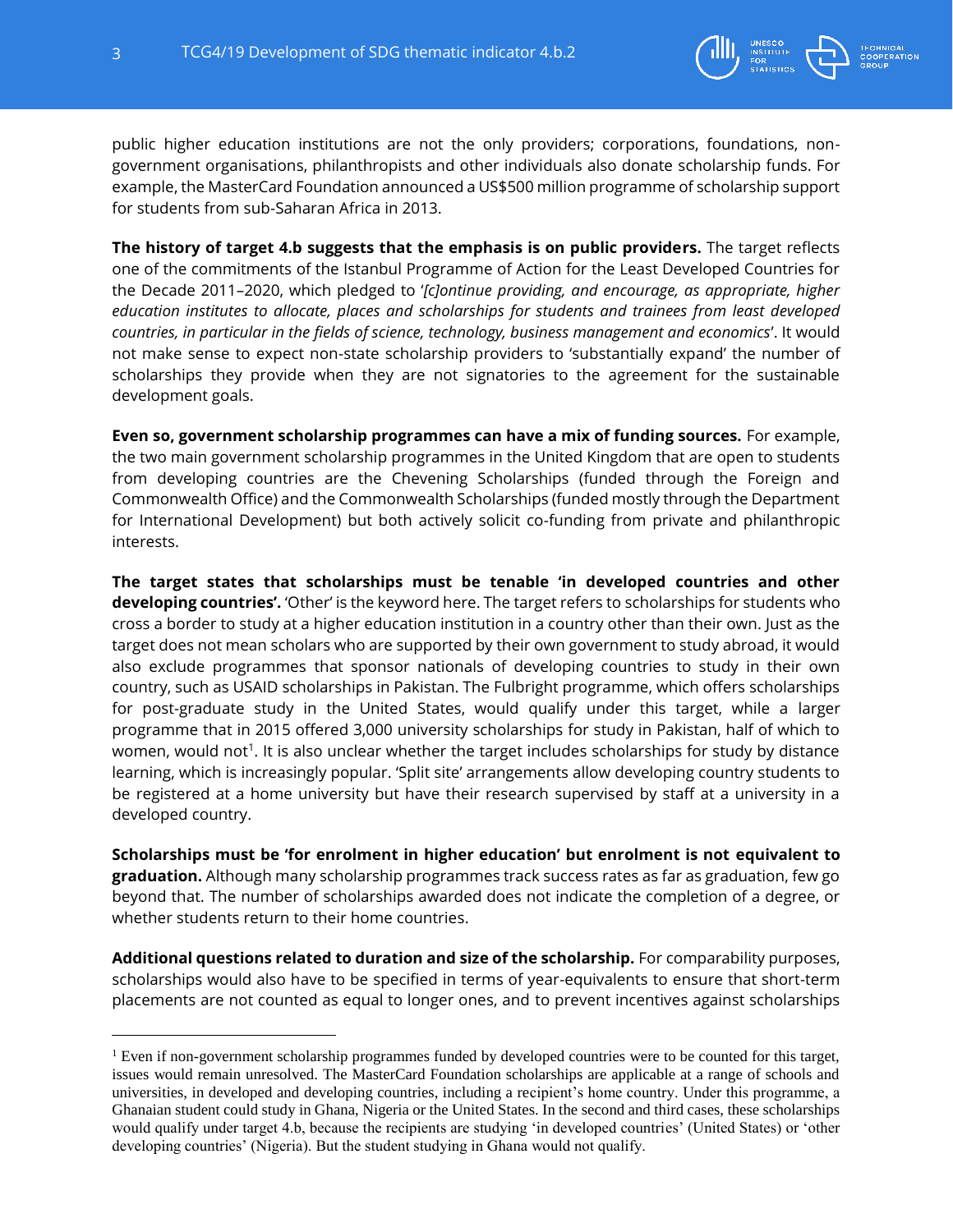public higher education institutions are not the only providers; corporations, foundations, non-government organisations, philanthropists and other individuals also donate scholarship funds. For example, the MasterCard Foundation announced a US$500 million programme of scholarship support for students from sub-Saharan Africa in 2013.

**The history of target 4.b suggests that the emphasis is on public providers.** The target reflects one of the commitments of the Istanbul Programme of Action for the Least Developed Countries for the Decade 2011–2020, which pledged to '*[c]ontinue providing, and encourage, as appropriate, higher education institutes to allocate, places and scholarships for students and trainees from least developed countries, in particular in the fields of science, technology, business management and economics*'. It would not make sense to expect non-state scholarship providers to 'substantially expand' the number of scholarships they provide when they are not signatories to the agreement for the sustainable development goals.

**Even so, government scholarship programmes can have a mix of funding sources.** For example, the two main government scholarship programmes in the United Kingdom that are open to students from developing countries are the Chevening Scholarships (funded through the Foreign and Commonwealth Office) and the Commonwealth Scholarships (funded mostly through the Department for International Development) but both actively solicit co-funding from private and philanthropic interests.

**The target states that scholarships must be tenable 'in developed countries and other developing countries'.** 'Other' is the keyword here. The target refers to scholarships for students who cross a border to study at a higher education institution in a country other than their own. Just as the target does not mean scholars who are supported by their own government to study abroad, it would also exclude programmes that sponsor nationals of developing countries to study in their own country, such as USAID scholarships in Pakistan. The Fulbright programme, which offers scholarships for post-graduate study in the United States, would qualify under this target, while a larger programme that in 2015 offered 3,000 university scholarships for study in Pakistan, half of which to women, would not[1]. It is also unclear whether the target includes scholarships for study by distance learning, which is increasingly popular. 'Split site' arrangements allow developing country students to be registered at a home university but have their research supervised by staff at a university in a developed country.

**Scholarships must be 'for enrolment in higher education' but enrolment is not equivalent to graduation.** Although many scholarship programmes track success rates as far as graduation, few go beyond that. The number of scholarships awarded does not indicate the completion of a degree, or whether students return to their home countries.

**Additional questions related to duration and size of the scholarship.** For comparability purposes, scholarships would also have to be specified in terms of year-equivalents to ensure that short-term placements are not counted as equal to longer ones, and to prevent incentives against scholarships

[1] Even if non-government scholarship programmes funded by developed countries were to be counted for this target, issues would remain unresolved. The MasterCard Foundation scholarships are applicable at a range of schools and universities, in developed and developing countries, including a recipient's home country. Under this programme, a Ghanaian student could study in Ghana, Nigeria or the United States. In the second and third cases, these scholarships would qualify under target 4.b, because the recipients are studying 'in developed countries' (United States) or 'other developing countries' (Nigeria). But the student studying in Ghana would not qualify.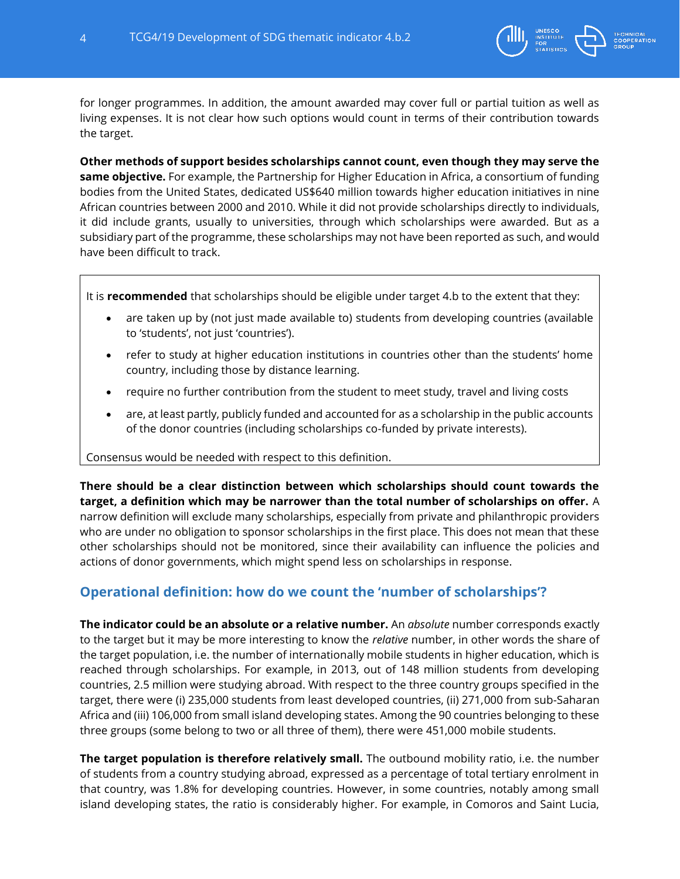for longer programmes. In addition, the amount awarded may cover full or partial tuition as well as living expenses. It is not clear how such options would count in terms of their contribution towards the target.

**Other methods of support besides scholarships cannot count, even though they may serve the same objective.** For example, the Partnership for Higher Education in Africa, a consortium of funding bodies from the United States, dedicated US$640 million towards higher education initiatives in nine African countries between 2000 and 2010. While it did not provide scholarships directly to individuals, it did include grants, usually to universities, through which scholarships were awarded. But as a subsidiary part of the programme, these scholarships may not have been reported as such, and would have been difficult to track.

> It is **recommended** that scholarships should be eligible under target 4.b to the extent that they:
>
> - are taken up by (not just made available to) students from developing countries (available to 'students', not just 'countries').
> - refer to study at higher education institutions in countries other than the students' home country, including those by distance learning.
> - require no further contribution from the student to meet study, travel and living costs
> - are, at least partly, publicly funded and accounted for as a scholarship in the public accounts of the donor countries (including scholarships co-funded by private interests).
>
> Consensus would be needed with respect to this definition.

**There should be a clear distinction between which scholarships should count towards the target, a definition which may be narrower than the total number of scholarships on offer.** A narrow definition will exclude many scholarships, especially from private and philanthropic providers who are under no obligation to sponsor scholarships in the first place. This does not mean that these other scholarships should not be monitored, since their availability can influence the policies and actions of donor governments, which might spend less on scholarships in response.

## Operational definition: how do we count the 'number of scholarships'?

**The indicator could be an absolute or a relative number.** An *absolute* number corresponds exactly to the target but it may be more interesting to know the *relative* number, in other words the share of the target population, i.e. the number of internationally mobile students in higher education, which is reached through scholarships. For example, in 2013, out of 148 million students from developing countries, 2.5 million were studying abroad. With respect to the three country groups specified in the target, there were (i) 235,000 students from least developed countries, (ii) 271,000 from sub-Saharan Africa and (iii) 106,000 from small island developing states. Among the 90 countries belonging to these three groups (some belong to two or all three of them), there were 451,000 mobile students.

**The target population is therefore relatively small.** The outbound mobility ratio, i.e. the number of students from a country studying abroad, expressed as a percentage of total tertiary enrolment in that country, was 1.8% for developing countries. However, in some countries, notably among small island developing states, the ratio is considerably higher. For example, in Comoros and Saint Lucia,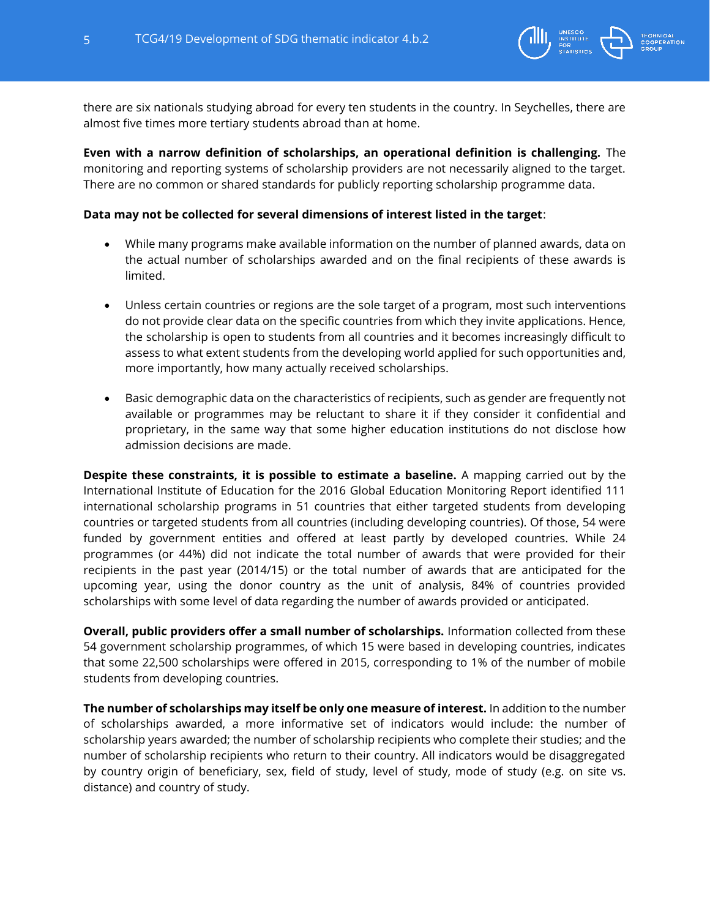there are six nationals studying abroad for every ten students in the country. In Seychelles, there are almost five times more tertiary students abroad than at home.

**Even with a narrow definition of scholarships, an operational definition is challenging.** The monitoring and reporting systems of scholarship providers are not necessarily aligned to the target. There are no common or shared standards for publicly reporting scholarship programme data.

**Data may not be collected for several dimensions of interest listed in the target**:

- While many programs make available information on the number of planned awards, data on the actual number of scholarships awarded and on the final recipients of these awards is limited.
- Unless certain countries or regions are the sole target of a program, most such interventions do not provide clear data on the specific countries from which they invite applications. Hence, the scholarship is open to students from all countries and it becomes increasingly difficult to assess to what extent students from the developing world applied for such opportunities and, more importantly, how many actually received scholarships.
- Basic demographic data on the characteristics of recipients, such as gender are frequently not available or programmes may be reluctant to share it if they consider it confidential and proprietary, in the same way that some higher education institutions do not disclose how admission decisions are made.

**Despite these constraints, it is possible to estimate a baseline.** A mapping carried out by the International Institute of Education for the 2016 Global Education Monitoring Report identified 111 international scholarship programs in 51 countries that either targeted students from developing countries or targeted students from all countries (including developing countries). Of those, 54 were funded by government entities and offered at least partly by developed countries. While 24 programmes (or 44%) did not indicate the total number of awards that were provided for their recipients in the past year (2014/15) or the total number of awards that are anticipated for the upcoming year, using the donor country as the unit of analysis, 84% of countries provided scholarships with some level of data regarding the number of awards provided or anticipated.

**Overall, public providers offer a small number of scholarships.** Information collected from these 54 government scholarship programmes, of which 15 were based in developing countries, indicates that some 22,500 scholarships were offered in 2015, corresponding to 1% of the number of mobile students from developing countries.

**The number of scholarships may itself be only one measure of interest.** In addition to the number of scholarships awarded, a more informative set of indicators would include: the number of scholarship years awarded; the number of scholarship recipients who complete their studies; and the number of scholarship recipients who return to their country. All indicators would be disaggregated by country origin of beneficiary, sex, field of study, level of study, mode of study (e.g. on site vs. distance) and country of study.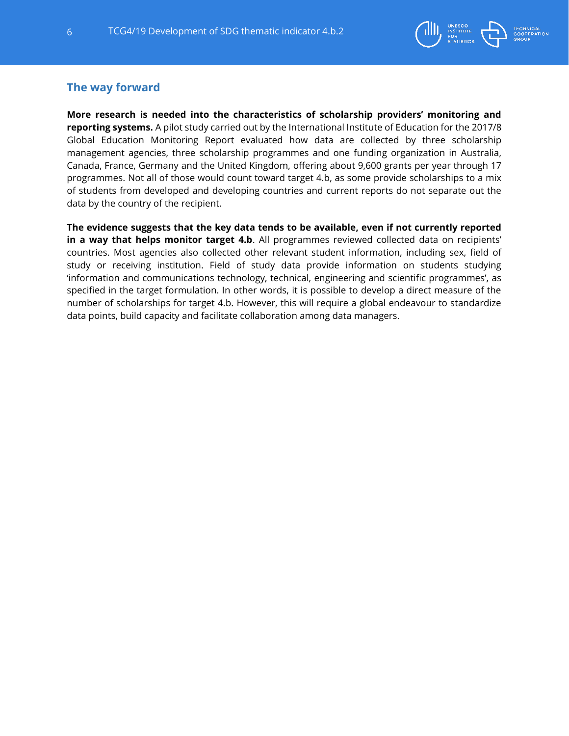## The way forward

**More research is needed into the characteristics of scholarship providers' monitoring and reporting systems.** A pilot study carried out by the International Institute of Education for the 2017/8 Global Education Monitoring Report evaluated how data are collected by three scholarship management agencies, three scholarship programmes and one funding organization in Australia, Canada, France, Germany and the United Kingdom, offering about 9,600 grants per year through 17 programmes. Not all of those would count toward target 4.b, as some provide scholarships to a mix of students from developed and developing countries and current reports do not separate out the data by the country of the recipient.

**The evidence suggests that the key data tends to be available, even if not currently reported in a way that helps monitor target 4.b**. All programmes reviewed collected data on recipients' countries. Most agencies also collected other relevant student information, including sex, field of study or receiving institution. Field of study data provide information on students studying 'information and communications technology, technical, engineering and scientific programmes', as specified in the target formulation. In other words, it is possible to develop a direct measure of the number of scholarships for target 4.b. However, this will require a global endeavour to standardize data points, build capacity and facilitate collaboration among data managers.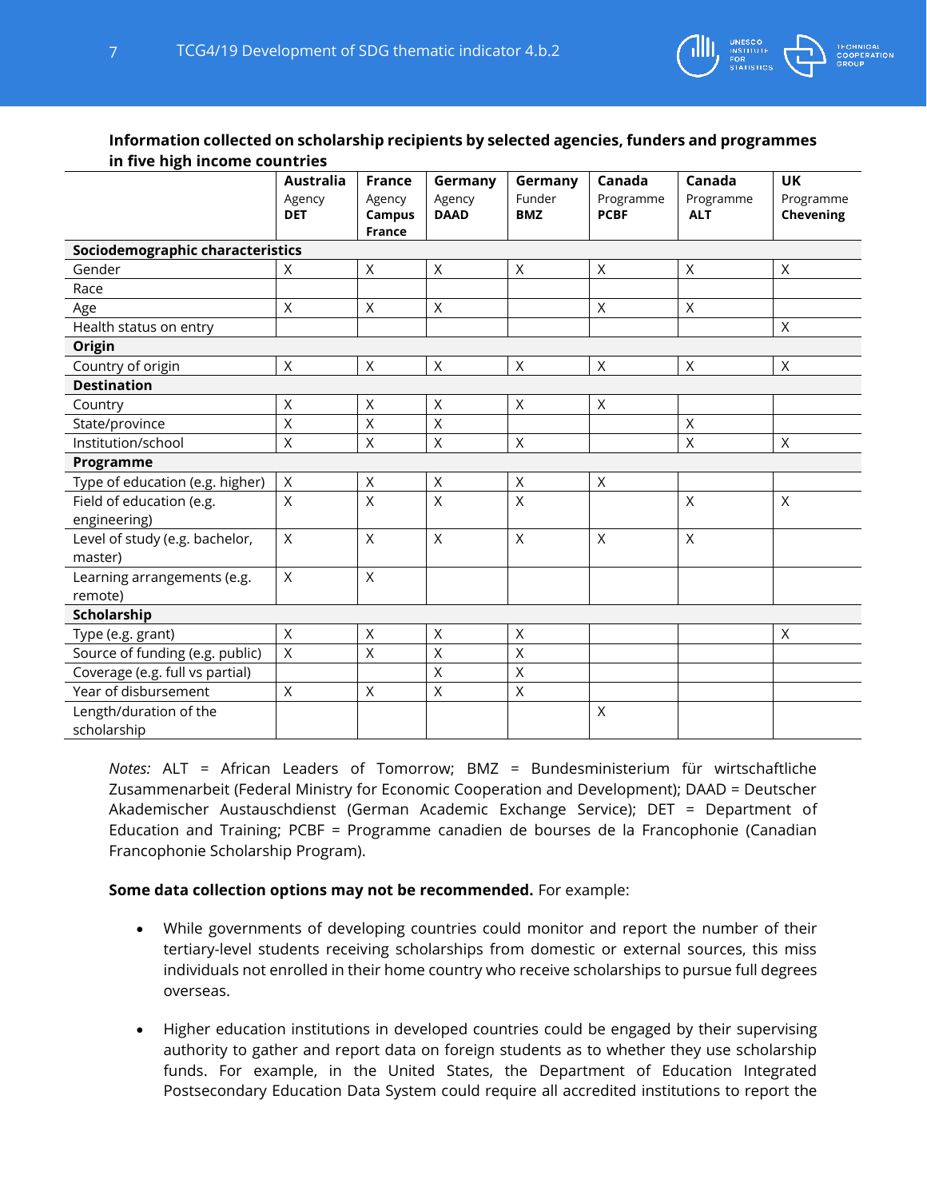**Information collected on scholarship recipients by selected agencies, funders and programmes in five high income countries**

| | **Australia** Agency **DET** | **France** Agency **Campus France** | **Germany** Agency **DAAD** | **Germany** Funder **BMZ** | **Canada** Programme **PCBF** | **Canada** Programme **ALT** | **UK** Programme **Chevening** |
|---|---|---|---|---|---|---|---|
| **Sociodemographic characteristics** | | | | | | | |
| Gender | X | X | X | X | X | X | X |
| Race | | | | | | | |
| Age | X | X | X | | X | X | |
| Health status on entry | | | | | | | X |
| **Origin** | | | | | | | |
| Country of origin | X | X | X | X | X | X | X |
| **Destination** | | | | | | | |
| Country | X | X | X | X | X | | |
| State/province | X | X | X | | | X | |
| Institution/school | X | X | X | X | | X | X |
| **Programme** | | | | | | | |
| Type of education (e.g. higher) | X | X | X | X | X | | |
| Field of education (e.g. engineering) | X | X | X | X | | X | X |
| Level of study (e.g. bachelor, master) | X | X | X | X | X | X | |
| Learning arrangements (e.g. remote) | X | X | | | | | |
| **Scholarship** | | | | | | | |
| Type (e.g. grant) | X | X | X | X | | | X |
| Source of funding (e.g. public) | X | X | X | X | | | |
| Coverage (e.g. full vs partial) | | | X | X | | | |
| Year of disbursement | X | X | X | X | | | |
| Length/duration of the scholarship | | | | | X | | |

*Notes:* ALT = African Leaders of Tomorrow; BMZ = Bundesministerium für wirtschaftliche Zusammenarbeit (Federal Ministry for Economic Cooperation and Development); DAAD = Deutscher Akademischer Austauschdienst (German Academic Exchange Service); DET = Department of Education and Training; PCBF = Programme canadien de bourses de la Francophonie (Canadian Francophonie Scholarship Program).

**Some data collection options may not be recommended.** For example:

- While governments of developing countries could monitor and report the number of their tertiary-level students receiving scholarships from domestic or external sources, this miss individuals not enrolled in their home country who receive scholarships to pursue full degrees overseas.
- Higher education institutions in developed countries could be engaged by their supervising authority to gather and report data on foreign students as to whether they use scholarship funds. For example, in the United States, the Department of Education Integrated Postsecondary Education Data System could require all accredited institutions to report the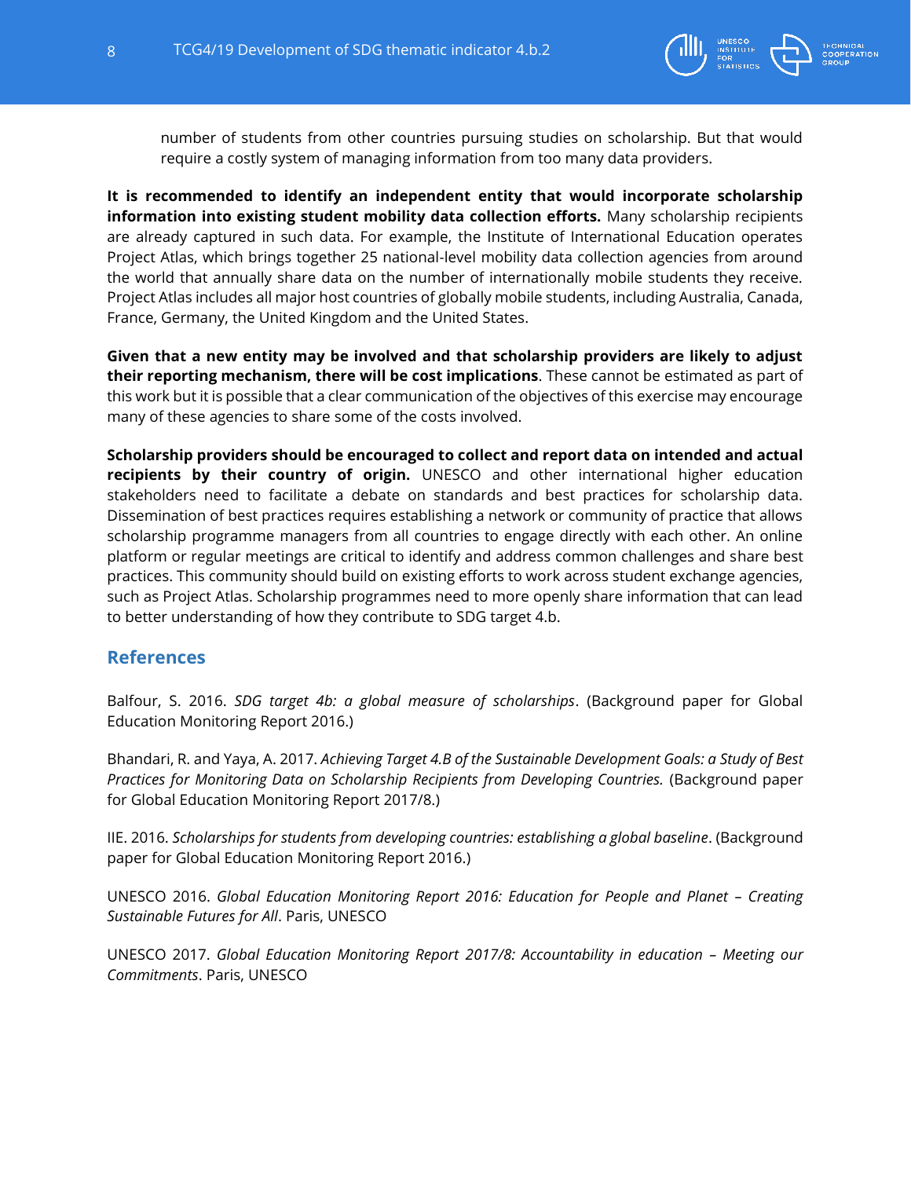number of students from other countries pursuing studies on scholarship. But that would require a costly system of managing information from too many data providers.

**It is recommended to identify an independent entity that would incorporate scholarship information into existing student mobility data collection efforts.** Many scholarship recipients are already captured in such data. For example, the Institute of International Education operates Project Atlas, which brings together 25 national-level mobility data collection agencies from around the world that annually share data on the number of internationally mobile students they receive. Project Atlas includes all major host countries of globally mobile students, including Australia, Canada, France, Germany, the United Kingdom and the United States.

**Given that a new entity may be involved and that scholarship providers are likely to adjust their reporting mechanism, there will be cost implications**. These cannot be estimated as part of this work but it is possible that a clear communication of the objectives of this exercise may encourage many of these agencies to share some of the costs involved.

**Scholarship providers should be encouraged to collect and report data on intended and actual recipients by their country of origin.** UNESCO and other international higher education stakeholders need to facilitate a debate on standards and best practices for scholarship data. Dissemination of best practices requires establishing a network or community of practice that allows scholarship programme managers from all countries to engage directly with each other. An online platform or regular meetings are critical to identify and address common challenges and share best practices. This community should build on existing efforts to work across student exchange agencies, such as Project Atlas. Scholarship programmes need to more openly share information that can lead to better understanding of how they contribute to SDG target 4.b.

## References

Balfour, S. 2016. *SDG target 4b: a global measure of scholarships*. (Background paper for Global Education Monitoring Report 2016.)

Bhandari, R. and Yaya, A. 2017. *Achieving Target 4.B of the Sustainable Development Goals: a Study of Best Practices for Monitoring Data on Scholarship Recipients from Developing Countries.* (Background paper for Global Education Monitoring Report 2017/8.)

IIE. 2016. *Scholarships for students from developing countries: establishing a global baseline*. (Background paper for Global Education Monitoring Report 2016.)

UNESCO 2016. *Global Education Monitoring Report 2016: Education for People and Planet – Creating Sustainable Futures for All*. Paris, UNESCO

UNESCO 2017. *Global Education Monitoring Report 2017/8: Accountability in education – Meeting our Commitments*. Paris, UNESCO